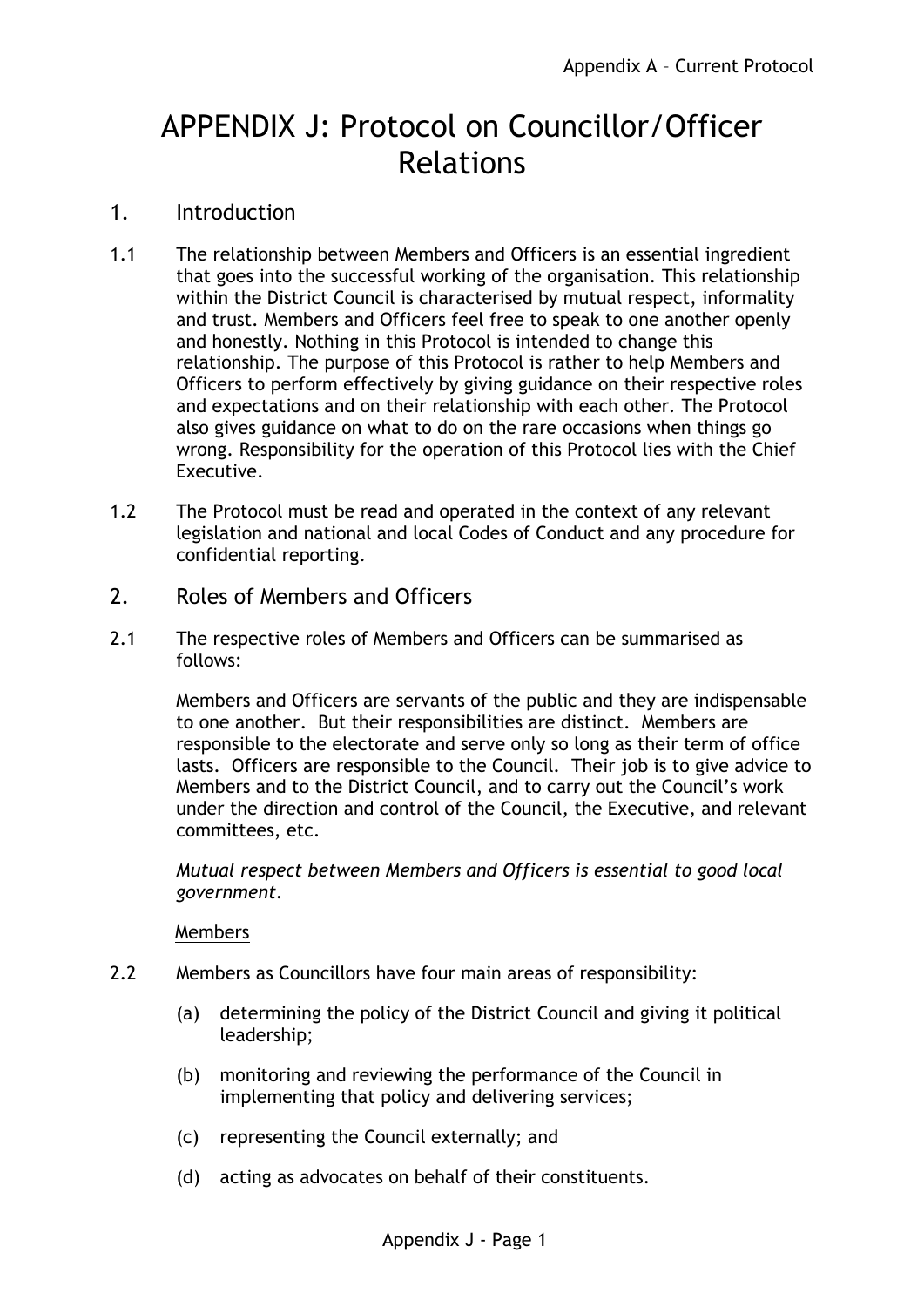# APPENDIX J: Protocol on Councillor/Officer Relations

## 1. Introduction

1.1 The relationship between Members and Officers is an essential ingredient that goes into the successful working of the organisation. This relationship within the District Council is characterised by mutual respect, informality and trust. Members and Officers feel free to speak to one another openly and honestly. Nothing in this Protocol is intended to change this relationship. The purpose of this Protocol is rather to help Members and Officers to perform effectively by giving guidance on their respective roles and expectations and on their relationship with each other. The Protocol also gives guidance on what to do on the rare occasions when things go wrong. Responsibility for the operation of this Protocol lies with the Chief Executive.

1.2 The Protocol must be read and operated in the context of any relevant legislation and national and local Codes of Conduct and any procedure for confidential reporting.

## 2. Roles of Members and Officers

2.1 The respective roles of Members and Officers can be summarised as follows:

Members and Officers are servants of the public and they are indispensable to one another. But their responsibilities are distinct. Members are responsible to the electorate and serve only so long as their term of office lasts. Officers are responsible to the Council. Their job is to give advice to Members and to the District Council, and to carry out the Council's work under the direction and control of the Council, the Executive, and relevant committees, etc.

*Mutual respect between Members and Officers is essential to good local government.*

Members

2.2 Members as Councillors have four main areas of responsibility:

(a) determining the policy of the District Council and giving it political leadership;

(b) monitoring and reviewing the performance of the Council in implementing that policy and delivering services;

(c) representing the Council externally; and

(d) acting as advocates on behalf of their constituents.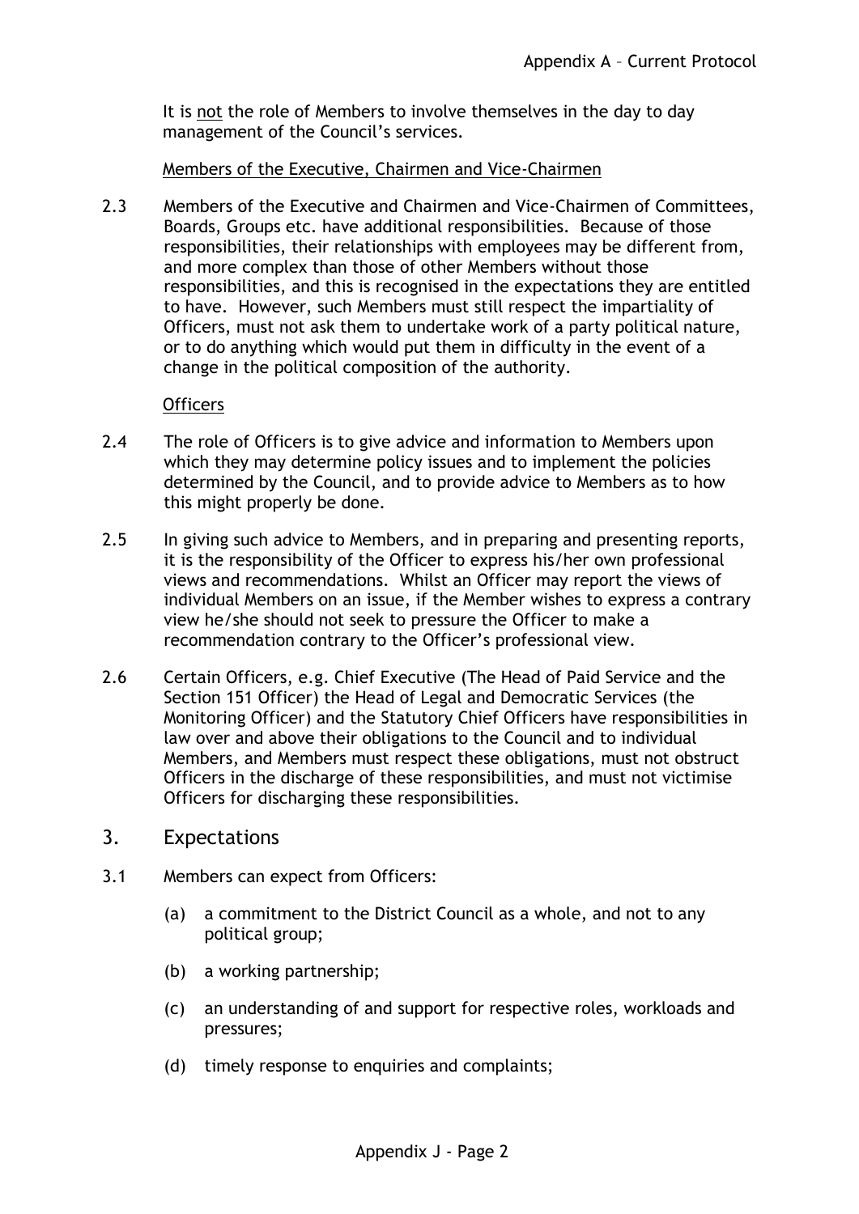It is <u>not</u> the role of Members to involve themselves in the day to day management of the Council's services.

<u>Members of the Executive, Chairmen and Vice-Chairmen</u>

2.3 Members of the Executive and Chairmen and Vice-Chairmen of Committees, Boards, Groups etc. have additional responsibilities. Because of those responsibilities, their relationships with employees may be different from, and more complex than those of other Members without those responsibilities, and this is recognised in the expectations they are entitled to have. However, such Members must still respect the impartiality of Officers, must not ask them to undertake work of a party political nature, or to do anything which would put them in difficulty in the event of a change in the political composition of the authority.

<u>Officers</u>

2.4 The role of Officers is to give advice and information to Members upon which they may determine policy issues and to implement the policies determined by the Council, and to provide advice to Members as to how this might properly be done.

2.5 In giving such advice to Members, and in preparing and presenting reports, it is the responsibility of the Officer to express his/her own professional views and recommendations. Whilst an Officer may report the views of individual Members on an issue, if the Member wishes to express a contrary view he/she should not seek to pressure the Officer to make a recommendation contrary to the Officer's professional view.

2.6 Certain Officers, e.g. Chief Executive (The Head of Paid Service and the Section 151 Officer) the Head of Legal and Democratic Services (the Monitoring Officer) and the Statutory Chief Officers have responsibilities in law over and above their obligations to the Council and to individual Members, and Members must respect these obligations, must not obstruct Officers in the discharge of these responsibilities, and must not victimise Officers for discharging these responsibilities.

## 3. Expectations

3.1 Members can expect from Officers:

(a) a commitment to the District Council as a whole, and not to any political group;

(b) a working partnership;

(c) an understanding of and support for respective roles, workloads and pressures;

(d) timely response to enquiries and complaints;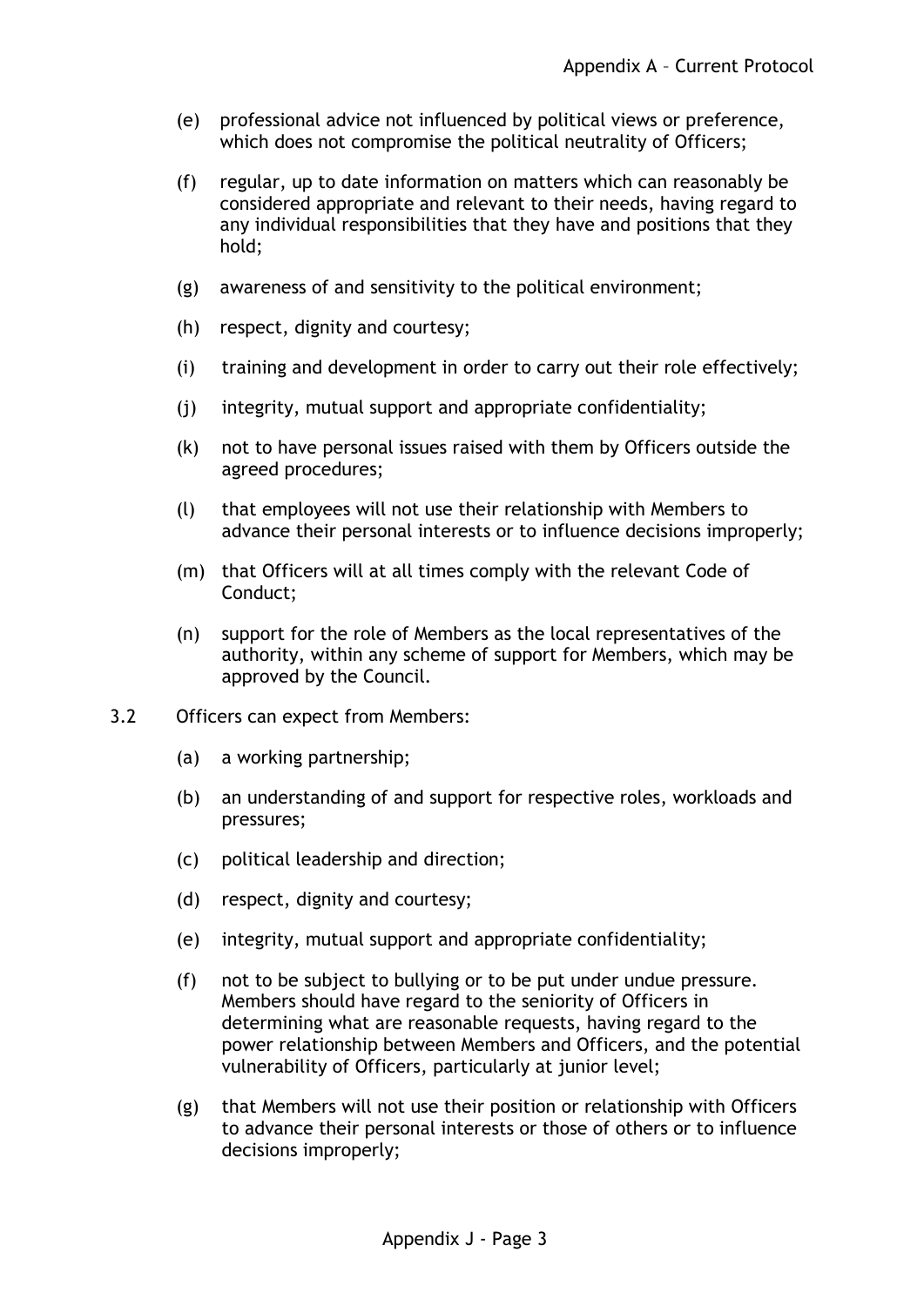(e) professional advice not influenced by political views or preference, which does not compromise the political neutrality of Officers;

(f) regular, up to date information on matters which can reasonably be considered appropriate and relevant to their needs, having regard to any individual responsibilities that they have and positions that they hold;

(g) awareness of and sensitivity to the political environment;

(h) respect, dignity and courtesy;

(i) training and development in order to carry out their role effectively;

(j) integrity, mutual support and appropriate confidentiality;

(k) not to have personal issues raised with them by Officers outside the agreed procedures;

(l) that employees will not use their relationship with Members to advance their personal interests or to influence decisions improperly;

(m) that Officers will at all times comply with the relevant Code of Conduct;

(n) support for the role of Members as the local representatives of the authority, within any scheme of support for Members, which may be approved by the Council.

3.2 Officers can expect from Members:

(a) a working partnership;

(b) an understanding of and support for respective roles, workloads and pressures;

(c) political leadership and direction;

(d) respect, dignity and courtesy;

(e) integrity, mutual support and appropriate confidentiality;

(f) not to be subject to bullying or to be put under undue pressure. Members should have regard to the seniority of Officers in determining what are reasonable requests, having regard to the power relationship between Members and Officers, and the potential vulnerability of Officers, particularly at junior level;

(g) that Members will not use their position or relationship with Officers to advance their personal interests or those of others or to influence decisions improperly;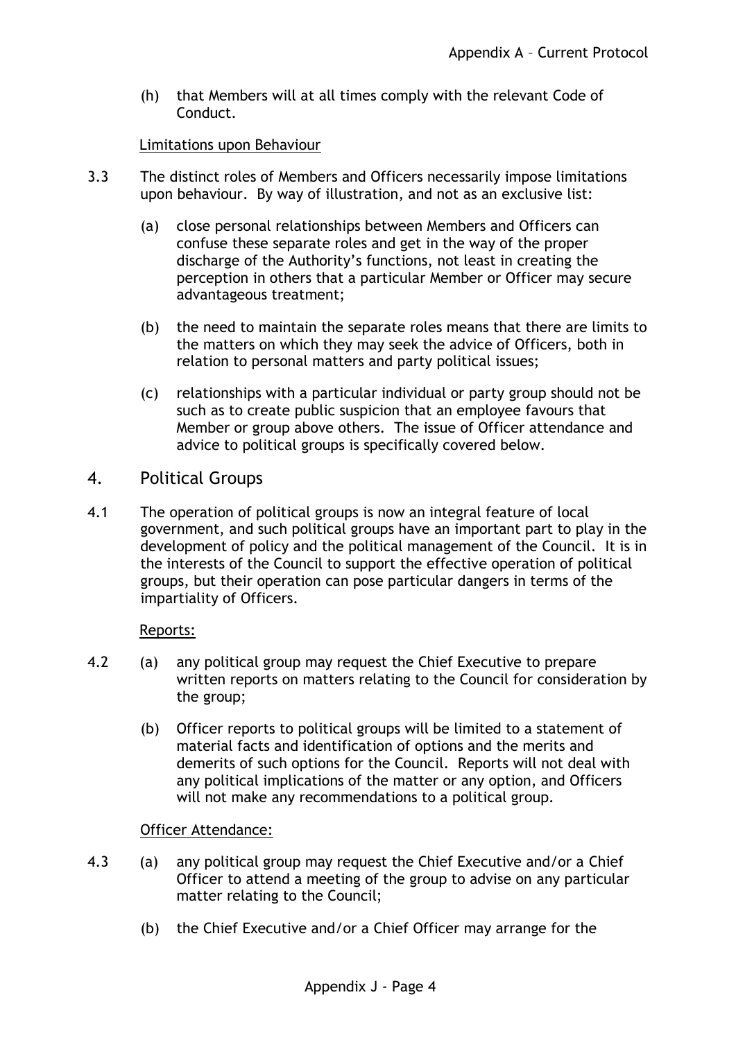(h) that Members will at all times comply with the relevant Code of Conduct.

Limitations upon Behaviour

3.3 The distinct roles of Members and Officers necessarily impose limitations upon behaviour. By way of illustration, and not as an exclusive list:

(a) close personal relationships between Members and Officers can confuse these separate roles and get in the way of the proper discharge of the Authority's functions, not least in creating the perception in others that a particular Member or Officer may secure advantageous treatment;

(b) the need to maintain the separate roles means that there are limits to the matters on which they may seek the advice of Officers, both in relation to personal matters and party political issues;

(c) relationships with a particular individual or party group should not be such as to create public suspicion that an employee favours that Member or group above others. The issue of Officer attendance and advice to political groups is specifically covered below.

## 4. Political Groups

4.1 The operation of political groups is now an integral feature of local government, and such political groups have an important part to play in the development of policy and the political management of the Council. It is in the interests of the Council to support the effective operation of political groups, but their operation can pose particular dangers in terms of the impartiality of Officers.

Reports:

4.2 (a) any political group may request the Chief Executive to prepare written reports on matters relating to the Council for consideration by the group;

(b) Officer reports to political groups will be limited to a statement of material facts and identification of options and the merits and demerits of such options for the Council. Reports will not deal with any political implications of the matter or any option, and Officers will not make any recommendations to a political group.

Officer Attendance:

4.3 (a) any political group may request the Chief Executive and/or a Chief Officer to attend a meeting of the group to advise on any particular matter relating to the Council;

(b) the Chief Executive and/or a Chief Officer may arrange for the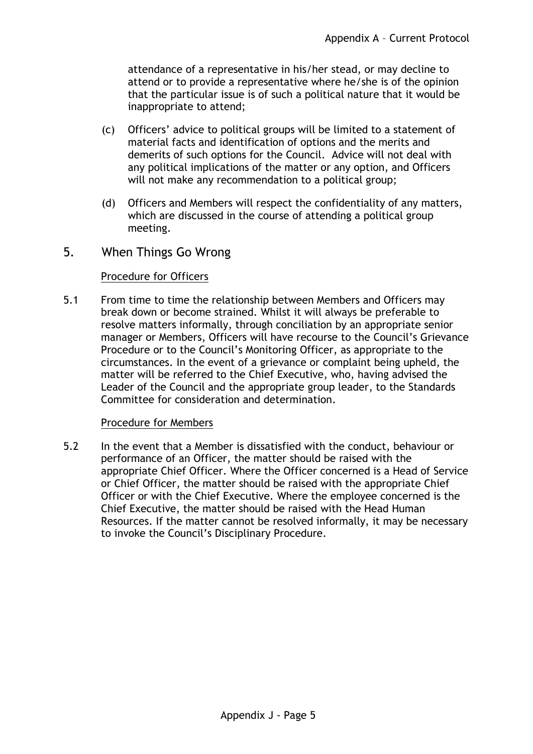attendance of a representative in his/her stead, or may decline to attend or to provide a representative where he/she is of the opinion that the particular issue is of such a political nature that it would be inappropriate to attend;

(c) Officers' advice to political groups will be limited to a statement of material facts and identification of options and the merits and demerits of such options for the Council. Advice will not deal with any political implications of the matter or any option, and Officers will not make any recommendation to a political group;

(d) Officers and Members will respect the confidentiality of any matters, which are discussed in the course of attending a political group meeting.

## 5. When Things Go Wrong

Procedure for Officers

5.1 From time to time the relationship between Members and Officers may break down or become strained. Whilst it will always be preferable to resolve matters informally, through conciliation by an appropriate senior manager or Members, Officers will have recourse to the Council's Grievance Procedure or to the Council's Monitoring Officer, as appropriate to the circumstances. In the event of a grievance or complaint being upheld, the matter will be referred to the Chief Executive, who, having advised the Leader of the Council and the appropriate group leader, to the Standards Committee for consideration and determination.

Procedure for Members

5.2 In the event that a Member is dissatisfied with the conduct, behaviour or performance of an Officer, the matter should be raised with the appropriate Chief Officer. Where the Officer concerned is a Head of Service or Chief Officer, the matter should be raised with the appropriate Chief Officer or with the Chief Executive. Where the employee concerned is the Chief Executive, the matter should be raised with the Head Human Resources. If the matter cannot be resolved informally, it may be necessary to invoke the Council's Disciplinary Procedure.